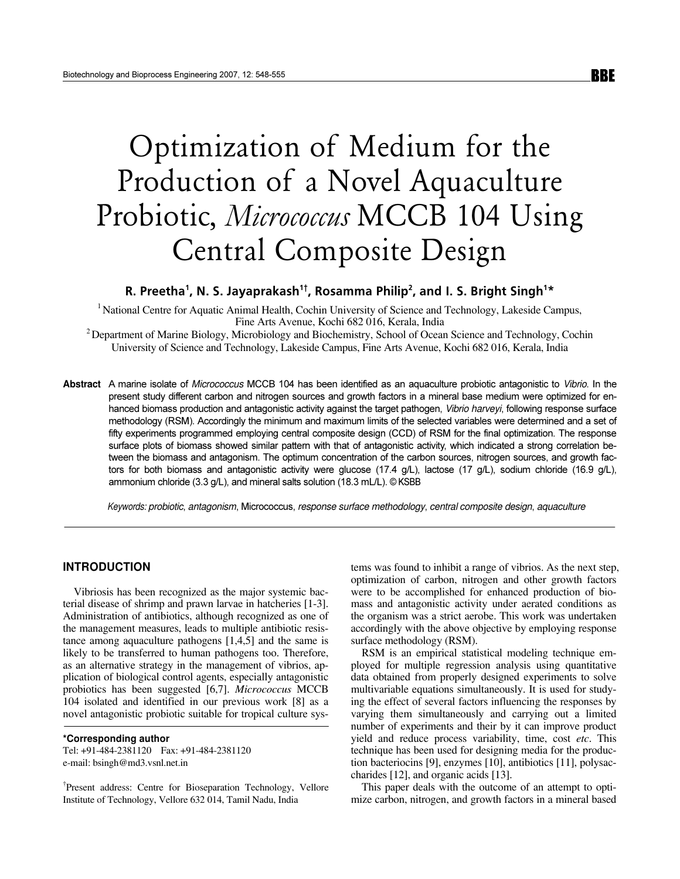# Optimization of Medium for the Production of a Novel Aquaculture Probiotic, *Micrococcus* MCCB 104 Using Central Composite Design

**R. Preetha[1], N. S. Jayaprakash[1†], Rosamma Philip[2], and I. S. Bright Singh[1]\***

[1] National Centre for Aquatic Animal Health, Cochin University of Science and Technology, Lakeside Campus, Fine Arts Avenue, Kochi 682 016, Kerala, India

[2] Department of Marine Biology, Microbiology and Biochemistry, School of Ocean Science and Technology, Cochin University of Science and Technology, Lakeside Campus, Fine Arts Avenue, Kochi 682 016, Kerala, India

**Abstract** A marine isolate of *Micrococcus* MCCB 104 has been identified as an aquaculture probiotic antagonistic to *Vibrio*. In the present study different carbon and nitrogen sources and growth factors in a mineral base medium were optimized for enhanced biomass production and antagonistic activity against the target pathogen, *Vibrio harveyi*, following response surface methodology (RSM). Accordingly the minimum and maximum limits of the selected variables were determined and a set of fifty experiments programmed employing central composite design (CCD) of RSM for the final optimization. The response surface plots of biomass showed similar pattern with that of antagonistic activity, which indicated a strong correlation between the biomass and antagonism. The optimum concentration of the carbon sources, nitrogen sources, and growth factors for both biomass and antagonistic activity were glucose (17.4 g/L), lactose (17 g/L), sodium chloride (16.9 g/L), ammonium chloride (3.3 g/L), and mineral salts solution (18.3 mL/L). © KSBB

*Keywords: probiotic, antagonism,* Micrococcus*, response surface methodology, central composite design, aquaculture*

## INTRODUCTION

Vibriosis has been recognized as the major systemic bacterial disease of shrimp and prawn larvae in hatcheries [1-3]. Administration of antibiotics, although recognized as one of the management measures, leads to multiple antibiotic resistance among aquaculture pathogens [1,4,5] and the same is likely to be transferred to human pathogens too. Therefore, as an alternative strategy in the management of vibrios, application of biological control agents, especially antagonistic probiotics has been suggested [6,7]. *Micrococcus* MCCB 104 isolated and identified in our previous work [8] as a novel antagonistic probiotic suitable for tropical culture systems was found to inhibit a range of vibrios. As the next step, optimization of carbon, nitrogen and other growth factors were to be accomplished for enhanced production of biomass and antagonistic activity under aerated conditions as the organism was a strict aerobe. This work was undertaken accordingly with the above objective by employing response surface methodology (RSM).

RSM is an empirical statistical modeling technique employed for multiple regression analysis using quantitative data obtained from properly designed experiments to solve multivariable equations simultaneously. It is used for studying the effect of several factors influencing the responses by varying them simultaneously and carrying out a limited number of experiments and their by it can improve product yield and reduce process variability, time, cost *etc*. This technique has been used for designing media for the production bacteriocins [9], enzymes [10], antibiotics [11], polysaccharides [12], and organic acids [13].

This paper deals with the outcome of an attempt to optimize carbon, nitrogen, and growth factors in a mineral based

**\*Corresponding author**
Tel: +91-484-2381120 Fax: +91-484-2381120
e-mail: bsingh@md3.vsnl.net.in

†Present address: Centre for Bioseparation Technology, Vellore Institute of Technology, Vellore 632 014, Tamil Nadu, India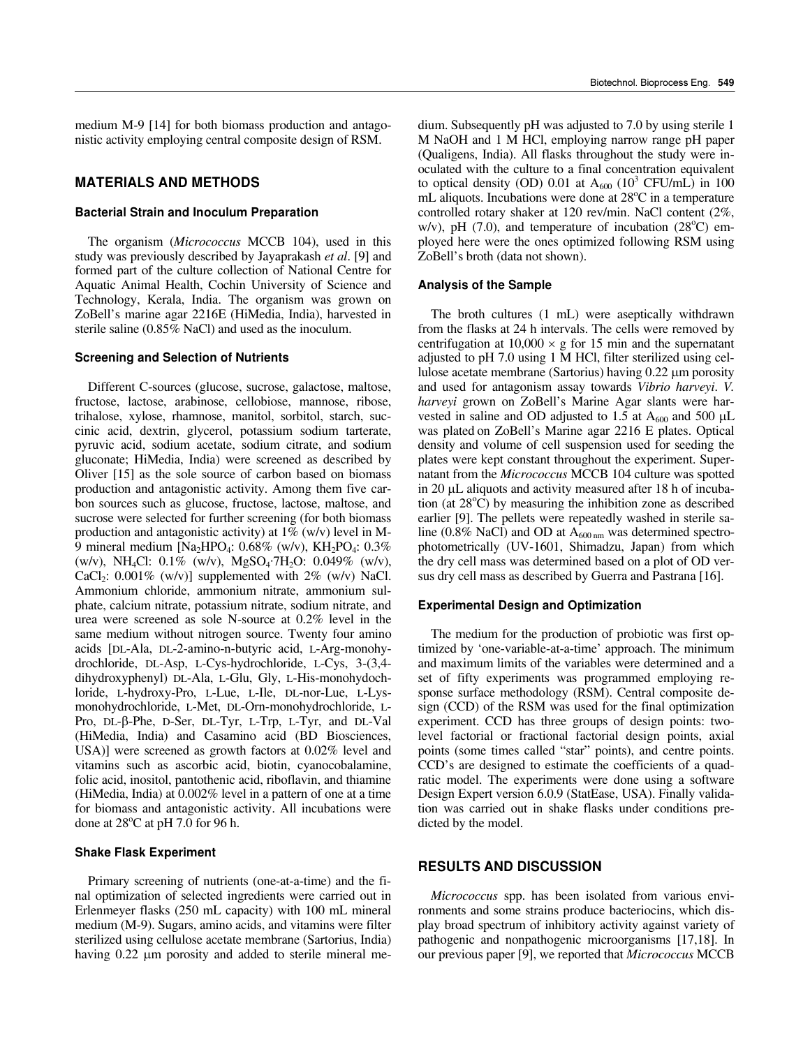medium M-9 [14] for both biomass production and antagonistic activity employing central composite design of RSM.

## MATERIALS AND METHODS

### Bacterial Strain and Inoculum Preparation

The organism (*Micrococcus* MCCB 104), used in this study was previously described by Jayaprakash *et al*. [9] and formed part of the culture collection of National Centre for Aquatic Animal Health, Cochin University of Science and Technology, Kerala, India. The organism was grown on ZoBell's marine agar 2216E (HiMedia, India), harvested in sterile saline (0.85% NaCl) and used as the inoculum.

### Screening and Selection of Nutrients

Different C-sources (glucose, sucrose, galactose, maltose, fructose, lactose, arabinose, cellobiose, mannose, ribose, trihalose, xylose, rhamnose, manitol, sorbitol, starch, succinic acid, dextrin, glycerol, potassium sodium tarterate, pyruvic acid, sodium acetate, sodium citrate, and sodium gluconate; HiMedia, India) were screened as described by Oliver [15] as the sole source of carbon based on biomass production and antagonistic activity. Among them five carbon sources such as glucose, fructose, lactose, maltose, and sucrose were selected for further screening (for both biomass production and antagonistic activity) at 1% (w/v) level in M-9 mineral medium [$Na_2HPO_4$: 0.68% (w/v), $KH_2PO_4$: 0.3% (w/v), $NH_4Cl$: 0.1% (w/v), $MgSO_4 \cdot 7H_2O$: 0.049% (w/v), $CaCl_2$: 0.001% (w/v)] supplemented with 2% (w/v) NaCl. Ammonium chloride, ammonium nitrate, ammonium sulphate, calcium nitrate, potassium nitrate, sodium nitrate, and urea were screened as sole N-source at 0.2% level in the same medium without nitrogen source. Twenty four amino acids [DL-Ala, DL-2-amino-n-butyric acid, L-Arg-monohydrochloride, DL-Asp, L-Cys-hydrochloride, L-Cys, 3-(3,4-dihydroxyphenyl) DL-Ala, L-Glu, Gly, L-His-monohydochloride, L-hydroxy-Pro, L-Lue, L-Ile, DL-nor-Lue, L-Lys-monohydrochloride, L-Met, DL-Orn-monohydrochloride, L-Pro, DL-β-Phe, D-Ser, DL-Tyr, L-Trp, L-Tyr, and DL-Val (HiMedia, India) and Casamino acid (BD Biosciences, USA)] were screened as growth factors at 0.02% level and vitamins such as ascorbic acid, biotin, cyanocobalamine, folic acid, inositol, pantothenic acid, riboflavin, and thiamine (HiMedia, India) at 0.002% level in a pattern of one at a time for biomass and antagonistic activity. All incubations were done at 28°C at pH 7.0 for 96 h.

### Shake Flask Experiment

Primary screening of nutrients (one-at-a-time) and the final optimization of selected ingredients were carried out in Erlenmeyer flasks (250 mL capacity) with 100 mL mineral medium (M-9). Sugars, amino acids, and vitamins were filter sterilized using cellulose acetate membrane (Sartorius, India) having 0.22 μm porosity and added to sterile mineral medium. Subsequently pH was adjusted to 7.0 by using sterile 1 M NaOH and 1 M HCl, employing narrow range pH paper (Qualigens, India). All flasks throughout the study were inoculated with the culture to a final concentration equivalent to optical density (OD) 0.01 at $A_{600}$ ($10^3$ CFU/mL) in 100 mL aliquots. Incubations were done at 28°C in a temperature controlled rotary shaker at 120 rev/min. NaCl content (2%, w/v), pH (7.0), and temperature of incubation (28°C) employed here were the ones optimized following RSM using ZoBell's broth (data not shown).

### Analysis of the Sample

The broth cultures (1 mL) were aseptically withdrawn from the flasks at 24 h intervals. The cells were removed by centrifugation at 10,000 × g for 15 min and the supernatant adjusted to pH 7.0 using 1 M HCl, filter sterilized using cellulose acetate membrane (Sartorius) having 0.22 μm porosity and used for antagonism assay towards *Vibrio harveyi*. *V. harveyi* grown on ZoBell's Marine Agar slants were harvested in saline and OD adjusted to 1.5 at $A_{600}$ and 500 μL was plated on ZoBell's Marine agar 2216 E plates. Optical density and volume of cell suspension used for seeding the plates were kept constant throughout the experiment. Supernatant from the *Micrococcus* MCCB 104 culture was spotted in 20 μL aliquots and activity measured after 18 h of incubation (at 28°C) by measuring the inhibition zone as described earlier [9]. The pellets were repeatedly washed in sterile saline (0.8% NaCl) and OD at $A_{600\,nm}$ was determined spectrophotometrically (UV-1601, Shimadzu, Japan) from which the dry cell mass was determined based on a plot of OD versus dry cell mass as described by Guerra and Pastrana [16].

### Experimental Design and Optimization

The medium for the production of probiotic was first optimized by 'one-variable-at-a-time' approach. The minimum and maximum limits of the variables were determined and a set of fifty experiments was programmed employing response surface methodology (RSM). Central composite design (CCD) of the RSM was used for the final optimization experiment. CCD has three groups of design points: two-level factorial or fractional factorial design points, axial points (some times called "star" points), and centre points. CCD's are designed to estimate the coefficients of a quadratic model. The experiments were done using a software Design Expert version 6.0.9 (StatEase, USA). Finally validation was carried out in shake flasks under conditions predicted by the model.

## RESULTS AND DISCUSSION

*Micrococcus* spp. has been isolated from various environments and some strains produce bacteriocins, which display broad spectrum of inhibitory activity against variety of pathogenic and nonpathogenic microorganisms [17,18]. In our previous paper [9], we reported that *Micrococcus* MCCB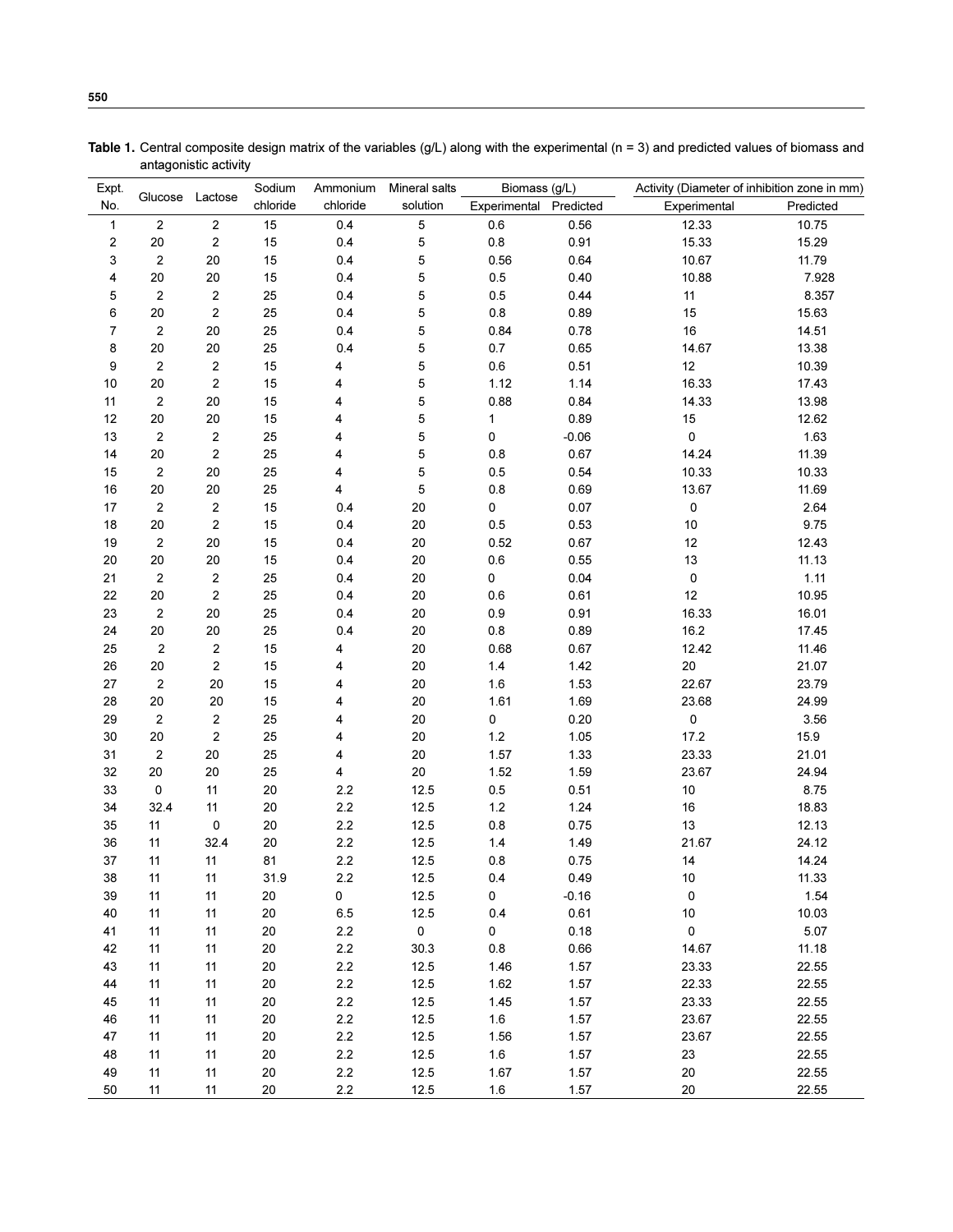**Table 1.** Central composite design matrix of the variables (g/L) along with the experimental (n = 3) and predicted values of biomass and antagonistic activity

| Expt. No. | Glucose | Lactose | Sodium chloride | Ammonium chloride | Mineral salts solution | Biomass (g/L) | | Activity (Diameter of inhibition zone in mm) | |
|---|---|---|---|---|---|---|---|---|---|
| | | | | | | Experimental | Predicted | Experimental | Predicted |
| 1 | 2 | 2 | 15 | 0.4 | 5 | 0.6 | 0.56 | 12.33 | 10.75 |
| 2 | 20 | 2 | 15 | 0.4 | 5 | 0.8 | 0.91 | 15.33 | 15.29 |
| 3 | 2 | 20 | 15 | 0.4 | 5 | 0.56 | 0.64 | 10.67 | 11.79 |
| 4 | 20 | 20 | 15 | 0.4 | 5 | 0.5 | 0.40 | 10.88 | 7.928 |
| 5 | 2 | 2 | 25 | 0.4 | 5 | 0.5 | 0.44 | 11 | 8.357 |
| 6 | 20 | 2 | 25 | 0.4 | 5 | 0.8 | 0.89 | 15 | 15.63 |
| 7 | 2 | 20 | 25 | 0.4 | 5 | 0.84 | 0.78 | 16 | 14.51 |
| 8 | 20 | 20 | 25 | 0.4 | 5 | 0.7 | 0.65 | 14.67 | 13.38 |
| 9 | 2 | 2 | 15 | 4 | 5 | 0.6 | 0.51 | 12 | 10.39 |
| 10 | 20 | 2 | 15 | 4 | 5 | 1.12 | 1.14 | 16.33 | 17.43 |
| 11 | 2 | 20 | 15 | 4 | 5 | 0.88 | 0.84 | 14.33 | 13.98 |
| 12 | 20 | 20 | 15 | 4 | 5 | 1 | 0.89 | 15 | 12.62 |
| 13 | 2 | 2 | 25 | 4 | 5 | 0 | -0.06 | 0 | 1.63 |
| 14 | 20 | 2 | 25 | 4 | 5 | 0.8 | 0.67 | 14.24 | 11.39 |
| 15 | 2 | 20 | 25 | 4 | 5 | 0.5 | 0.54 | 10.33 | 10.33 |
| 16 | 20 | 20 | 25 | 4 | 5 | 0.8 | 0.69 | 13.67 | 11.69 |
| 17 | 2 | 2 | 15 | 0.4 | 20 | 0 | 0.07 | 0 | 2.64 |
| 18 | 20 | 2 | 15 | 0.4 | 20 | 0.5 | 0.53 | 10 | 9.75 |
| 19 | 2 | 20 | 15 | 0.4 | 20 | 0.52 | 0.67 | 12 | 12.43 |
| 20 | 20 | 20 | 15 | 0.4 | 20 | 0.6 | 0.55 | 13 | 11.13 |
| 21 | 2 | 2 | 25 | 0.4 | 20 | 0 | 0.04 | 0 | 1.11 |
| 22 | 20 | 2 | 25 | 0.4 | 20 | 0.6 | 0.61 | 12 | 10.95 |
| 23 | 2 | 20 | 25 | 0.4 | 20 | 0.9 | 0.91 | 16.33 | 16.01 |
| 24 | 20 | 20 | 25 | 0.4 | 20 | 0.8 | 0.89 | 16.2 | 17.45 |
| 25 | 2 | 2 | 15 | 4 | 20 | 0.68 | 0.67 | 12.42 | 11.46 |
| 26 | 20 | 2 | 15 | 4 | 20 | 1.4 | 1.42 | 20 | 21.07 |
| 27 | 2 | 20 | 15 | 4 | 20 | 1.6 | 1.53 | 22.67 | 23.79 |
| 28 | 20 | 20 | 15 | 4 | 20 | 1.61 | 1.69 | 23.68 | 24.99 |
| 29 | 2 | 2 | 25 | 4 | 20 | 0 | 0.20 | 0 | 3.56 |
| 30 | 20 | 2 | 25 | 4 | 20 | 1.2 | 1.05 | 17.2 | 15.9 |
| 31 | 2 | 20 | 25 | 4 | 20 | 1.57 | 1.33 | 23.33 | 21.01 |
| 32 | 20 | 20 | 25 | 4 | 20 | 1.52 | 1.59 | 23.67 | 24.94 |
| 33 | 0 | 11 | 20 | 2.2 | 12.5 | 0.5 | 0.51 | 10 | 8.75 |
| 34 | 32.4 | 11 | 20 | 2.2 | 12.5 | 1.2 | 1.24 | 16 | 18.83 |
| 35 | 11 | 0 | 20 | 2.2 | 12.5 | 0.8 | 0.75 | 13 | 12.13 |
| 36 | 11 | 32.4 | 20 | 2.2 | 12.5 | 1.4 | 1.49 | 21.67 | 24.12 |
| 37 | 11 | 11 | 81 | 2.2 | 12.5 | 0.8 | 0.75 | 14 | 14.24 |
| 38 | 11 | 11 | 31.9 | 2.2 | 12.5 | 0.4 | 0.49 | 10 | 11.33 |
| 39 | 11 | 11 | 20 | 0 | 12.5 | 0 | -0.16 | 0 | 1.54 |
| 40 | 11 | 11 | 20 | 6.5 | 12.5 | 0.4 | 0.61 | 10 | 10.03 |
| 41 | 11 | 11 | 20 | 2.2 | 0 | 0 | 0.18 | 0 | 5.07 |
| 42 | 11 | 11 | 20 | 2.2 | 30.3 | 0.8 | 0.66 | 14.67 | 11.18 |
| 43 | 11 | 11 | 20 | 2.2 | 12.5 | 1.46 | 1.57 | 23.33 | 22.55 |
| 44 | 11 | 11 | 20 | 2.2 | 12.5 | 1.62 | 1.57 | 22.33 | 22.55 |
| 45 | 11 | 11 | 20 | 2.2 | 12.5 | 1.45 | 1.57 | 23.33 | 22.55 |
| 46 | 11 | 11 | 20 | 2.2 | 12.5 | 1.6 | 1.57 | 23.67 | 22.55 |
| 47 | 11 | 11 | 20 | 2.2 | 12.5 | 1.56 | 1.57 | 23.67 | 22.55 |
| 48 | 11 | 11 | 20 | 2.2 | 12.5 | 1.6 | 1.57 | 23 | 22.55 |
| 49 | 11 | 11 | 20 | 2.2 | 12.5 | 1.67 | 1.57 | 20 | 22.55 |
| 50 | 11 | 11 | 20 | 2.2 | 12.5 | 1.6 | 1.57 | 20 | 22.55 |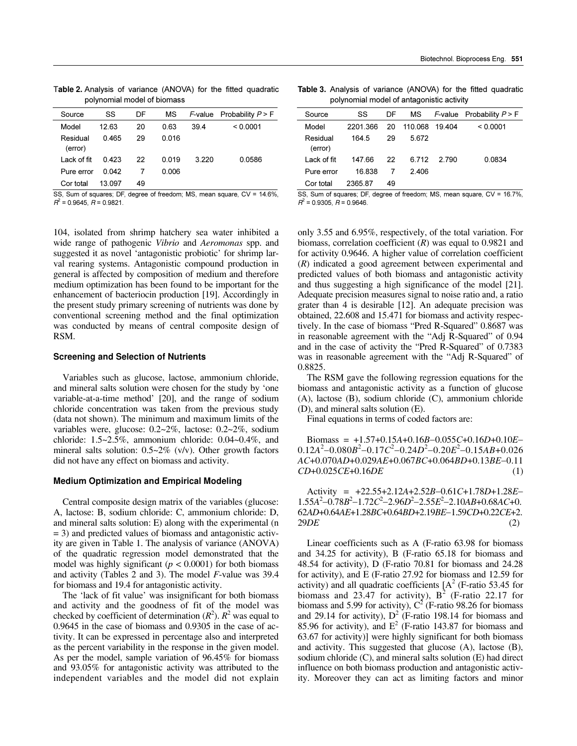**Table 2.** Analysis of variance (ANOVA) for the fitted quadratic polynomial model of biomass

| Source | SS | DF | MS | *F*-value | Probability $P > F$ |
|---|---|---|---|---|---|
| Model | 12.63 | 20 | 0.63 | 39.4 | < 0.0001 |
| Residual (error) | 0.465 | 29 | 0.016 | | |
| Lack of fit | 0.423 | 22 | 0.019 | 3.220 | 0.0586 |
| Pure error | 0.042 | 7 | 0.006 | | |
| Cor total | 13.097 | 49 | | | |

SS, Sum of squares; DF, degree of freedom; MS, mean square, CV = 14.6%, $R^2$ = 0.9645, $R$ = 0.9821.

**Table 3.** Analysis of variance (ANOVA) for the fitted quadratic polynomial model of antagonistic activity

| Source | SS | DF | MS | *F*-value | Probability $P > F$ |
|---|---|---|---|---|---|
| Model | 2201.366 | 20 | 110.068 | 19.404 | < 0.0001 |
| Residual (error) | 164.5 | 29 | 5.672 | | |
| Lack of fit | 147.66 | 22 | 6.712 | 2.790 | 0.0834 |
| Pure error | 16.838 | 7 | 2.406 | | |
| Cor total | 2365.87 | 49 | | | |

SS, Sum of squares; DF, degree of freedom; MS, mean square, CV = 16.7%, $R^2$ = 0.9305, $R$ = 0.9646.

104, isolated from shrimp hatchery sea water inhibited a wide range of pathogenic *Vibrio* and *Aeromonas* spp. and suggested it as novel 'antagonistic probiotic' for shrimp larval rearing systems. Antagonistic compound production in general is affected by composition of medium and therefore medium optimization has been found to be important for the enhancement of bacteriocin production [19]. Accordingly in the present study primary screening of nutrients was done by conventional screening method and the final optimization was conducted by means of central composite design of RSM.

### Screening and Selection of Nutrients

Variables such as glucose, lactose, ammonium chloride, and mineral salts solution were chosen for the study by 'one variable-at-a-time method' [20], and the range of sodium chloride concentration was taken from the previous study (data not shown). The minimum and maximum limits of the variables were, glucose: 0.2~2%, lactose: 0.2~2%, sodium chloride: 1.5~2.5%, ammonium chloride: 0.04~0.4%, and mineral salts solution: 0.5~2% (v/v). Other growth factors did not have any effect on biomass and activity.

### Medium Optimization and Empirical Modeling

Central composite design matrix of the variables (glucose: A, lactose: B, sodium chloride: C, ammonium chloride: D, and mineral salts solution: E) along with the experimental ($n = 3$) and predicted values of biomass and antagonistic activity are given in Table 1. The analysis of variance (ANOVA) of the quadratic regression model demonstrated that the model was highly significant ($p < 0.0001$) for both biomass and activity (Tables 2 and 3). The model *F*-value was 39.4 for biomass and 19.4 for antagonistic activity.

The 'lack of fit value' was insignificant for both biomass and activity and the goodness of fit of the model was checked by coefficient of determination ($R^2$). $R^2$ was equal to 0.9645 in the case of biomass and 0.9305 in the case of activity. It can be expressed in percentage also and interpreted as the percent variability in the response in the given model. As per the model, sample variation of 96.45% for biomass and 93.05% for antagonistic activity was attributed to the independent variables and the model did not explain only 3.55 and 6.95%, respectively, of the total variation. For biomass, correlation coefficient ($R$) was equal to 0.9821 and for activity 0.9646. A higher value of correlation coefficient ($R$) indicated a good agreement between experimental and predicted values of both biomass and antagonistic activity and thus suggesting a high significance of the model [21]. Adequate precision measures signal to noise ratio and, a ratio grater than 4 is desirable [12]. An adequate precision was obtained, 22.608 and 15.471 for biomass and activity respectively. In the case of biomass "Pred R-Squared" 0.8687 was in reasonable agreement with the "Adj R-Squared" of 0.94 and in the case of activity the "Pred R-Squared" of 0.7383 was in reasonable agreement with the "Adj R-Squared" of 0.8825.

The RSM gave the following regression equations for the biomass and antagonistic activity as a function of glucose (A), lactose (B), sodium chloride (C), ammonium chloride (D), and mineral salts solution (E).

Final equations in terms of coded factors are:

$$\text{Biomass} = +1.57+0.15A+0.16B-0.055C+0.16D+0.10E-0.12A^2-0.080B^2-0.17C^2-0.24D^2-0.20E^2-0.15AB+0.026AC+0.070AD+0.029AE+0.067BC+0.064BD+0.13BE-0.11CD+0.025CE+0.16DE \quad (1)$$

$$\text{Activity} = +22.55+2.12A+2.52B-0.61C+1.78D+1.28E-1.55A^2-0.78B^2-1.72C^2-2.96D^2-2.55E^2-2.10AB+0.68AC+0.62AD+0.64AE+1.28BC+0.64BD+2.19BE-1.59CD+0.22CE+2.29DE \quad (2)$$

Linear coefficients such as A (F-ratio 63.98 for biomass and 34.25 for activity), B (F-ratio 65.18 for biomass and 48.54 for activity), D (F-ratio 70.81 for biomass and 24.28 for activity), and E (F-ratio 27.92 for biomass and 12.59 for activity) and all quadratic coefficients [$A^2$ (F-ratio 53.45 for biomass and 23.47 for activity), $B^2$ (F-ratio 22.17 for biomass and 5.99 for activity), $C^2$ (F-ratio 98.26 for biomass and 29.14 for activity), $D^2$ (F-ratio 198.14 for biomass and 85.96 for activity), and $E^2$ (F-ratio 143.87 for biomass and 63.67 for activity)] were highly significant for both biomass and activity. This suggested that glucose (A), lactose (B), sodium chloride (C), and mineral salts solution (E) had direct influence on both biomass production and antagonistic activity. Moreover they can act as limiting factors and minor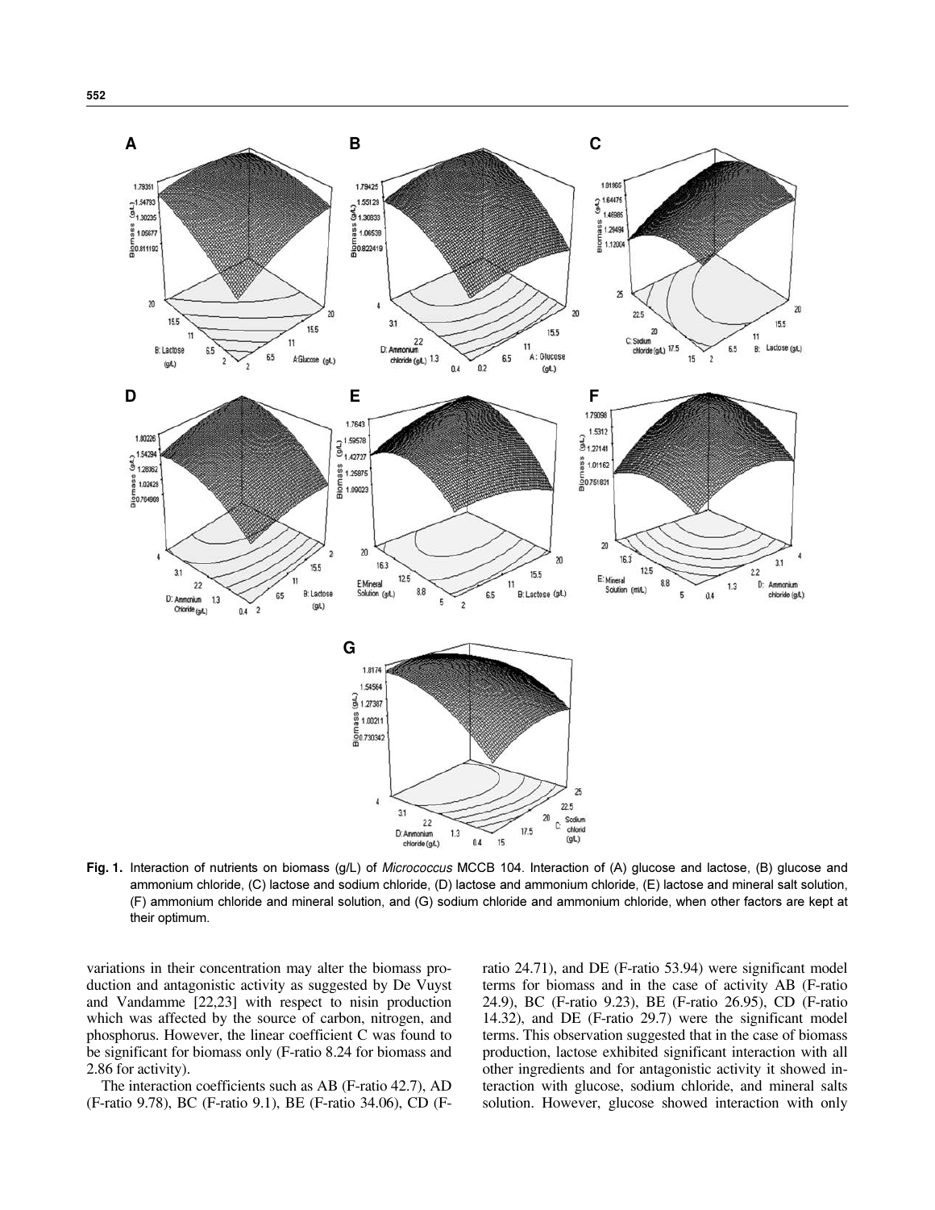**Fig. 1.** Interaction of nutrients on biomass (g/L) of *Micrococcus* MCCB 104. Interaction of (A) glucose and lactose, (B) glucose and ammonium chloride, (C) lactose and sodium chloride, (D) lactose and ammonium chloride, (E) lactose and mineral salt solution, (F) ammonium chloride and mineral solution, and (G) sodium chloride and ammonium chloride, when other factors are kept at their optimum.

variations in their concentration may alter the biomass production and antagonistic activity as suggested by De Vuyst and Vandamme [22,23] with respect to nisin production which was affected by the source of carbon, nitrogen, and phosphorus. However, the linear coefficient C was found to be significant for biomass only (F-ratio 8.24 for biomass and 2.86 for activity).

The interaction coefficients such as AB (F-ratio 42.7), AD (F-ratio 9.78), BC (F-ratio 9.1), BE (F-ratio 34.06), CD (F-ratio 24.71), and DE (F-ratio 53.94) were significant model terms for biomass and in the case of activity AB (F-ratio 24.9), BC (F-ratio 9.23), BE (F-ratio 26.95), CD (F-ratio 14.32), and DE (F-ratio 29.7) were the significant model terms. This observation suggested that in the case of biomass production, lactose exhibited significant interaction with all other ingredients and for antagonistic activity it showed interaction with glucose, sodium chloride, and mineral salts solution. However, glucose showed interaction with only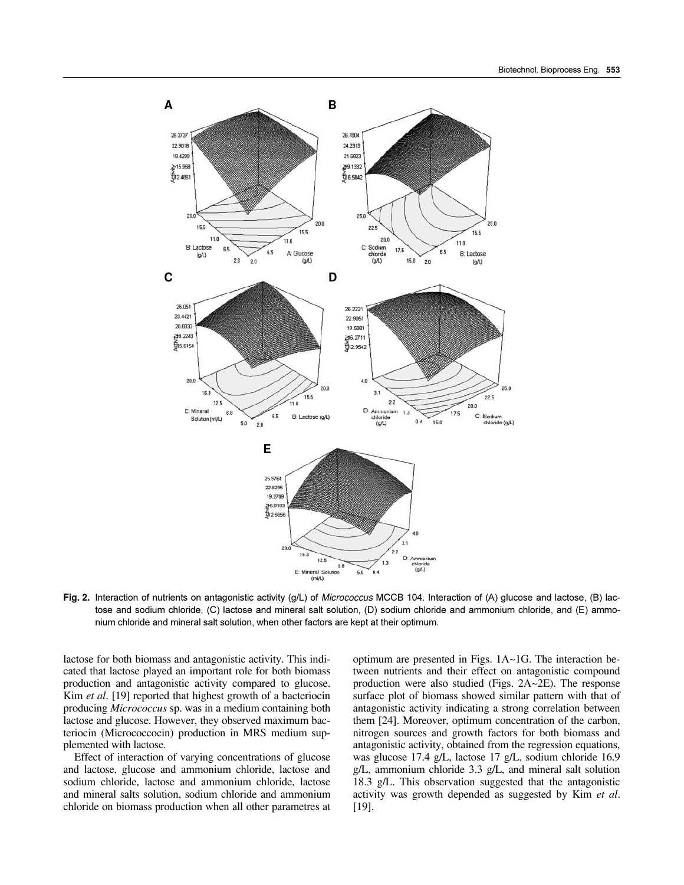**Fig. 2.** Interaction of nutrients on antagonistic activity (g/L) of *Micrococcus* MCCB 104. Interaction of (A) glucose and lactose, (B) lactose and sodium chloride, (C) lactose and mineral salt solution, (D) sodium chloride and ammonium chloride, and (E) ammonium chloride and mineral salt solution, when other factors are kept at their optimum.

lactose for both biomass and antagonistic activity. This indicated that lactose played an important role for both biomass production and antagonistic activity compared to glucose. Kim *et al*. [19] reported that highest growth of a bacteriocin producing *Micrococcus* sp. was in a medium containing both lactose and glucose. However, they observed maximum bacteriocin (Micrococcocin) production in MRS medium supplemented with lactose.

Effect of interaction of varying concentrations of glucose and lactose, glucose and ammonium chloride, lactose and sodium chloride, lactose and ammonium chloride, lactose and mineral salts solution, sodium chloride and ammonium chloride on biomass production when all other parametres at optimum are presented in Figs. 1A~1G. The interaction between nutrients and their effect on antagonistic compound production were also studied (Figs. 2A~2E). The response surface plot of biomass showed similar pattern with that of antagonistic activity indicating a strong correlation between them [24]. Moreover, optimum concentration of the carbon, nitrogen sources and growth factors for both biomass and antagonistic activity, obtained from the regression equations, was glucose 17.4 g/L, lactose 17 g/L, sodium chloride 16.9 g/L, ammonium chloride 3.3 g/L, and mineral salt solution 18.3 g/L. This observation suggested that the antagonistic activity was growth depended as suggested by Kim *et al*. [19].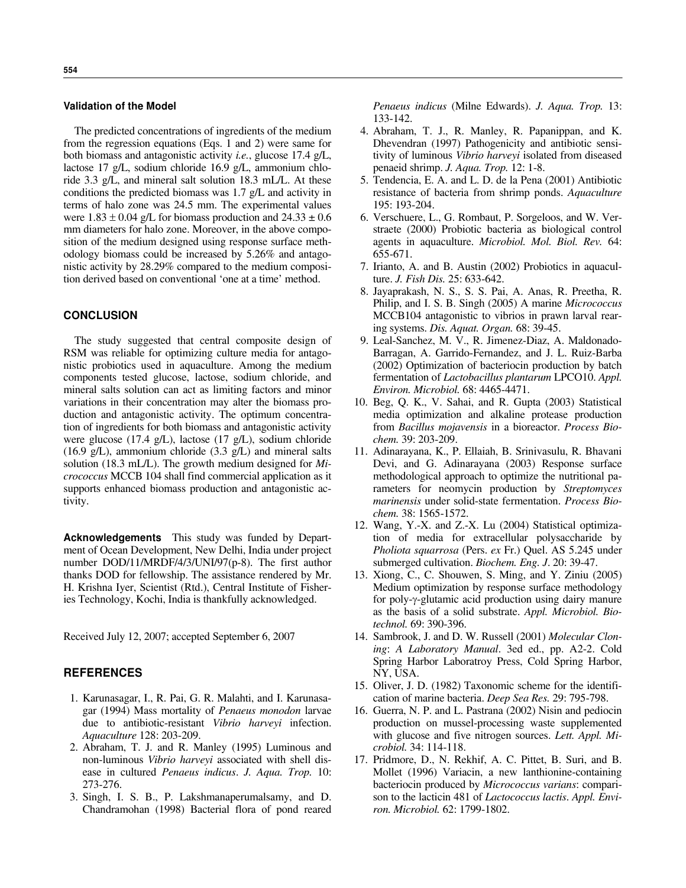### Validation of the Model

The predicted concentrations of ingredients of the medium from the regression equations (Eqs. 1 and 2) were same for both biomass and antagonistic activity *i.e.*, glucose 17.4 g/L, lactose 17 g/L, sodium chloride 16.9 g/L, ammonium chloride 3.3 g/L, and mineral salt solution 18.3 mL/L. At these conditions the predicted biomass was 1.7 g/L and activity in terms of halo zone was 24.5 mm. The experimental values were $1.83 \pm 0.04$ g/L for biomass production and $24.33 \pm 0.6$ mm diameters for halo zone. Moreover, in the above composition of the medium designed using response surface methodology biomass could be increased by 5.26% and antagonistic activity by 28.29% compared to the medium composition derived based on conventional 'one at a time' method.

## CONCLUSION

The study suggested that central composite design of RSM was reliable for optimizing culture media for antagonistic probiotics used in aquaculture. Among the medium components tested glucose, lactose, sodium chloride, and mineral salts solution can act as limiting factors and minor variations in their concentration may alter the biomass production and antagonistic activity. The optimum concentration of ingredients for both biomass and antagonistic activity were glucose (17.4 g/L), lactose (17 g/L), sodium chloride (16.9 g/L), ammonium chloride (3.3 g/L) and mineral salts solution (18.3 mL/L). The growth medium designed for *Micrococcus* MCCB 104 shall find commercial application as it supports enhanced biomass production and antagonistic activity.

**Acknowledgements** This study was funded by Department of Ocean Development, New Delhi, India under project number DOD/11/MRDF/4/3/UNI/97(p-8). The first author thanks DOD for fellowship. The assistance rendered by Mr. H. Krishna Iyer, Scientist (Rtd.), Central Institute of Fisheries Technology, Kochi, India is thankfully acknowledged.

Received July 12, 2007; accepted September 6, 2007

## REFERENCES

1. Karunasagar, I., R. Pai, G. R. Malahti, and I. Karunasagar (1994) Mass mortality of *Penaeus monodon* larvae due to antibiotic-resistant *Vibrio harveyi* infection. *Aquaculture* 128: 203-209.
2. Abraham, T. J. and R. Manley (1995) Luminous and non-luminous *Vibrio harveyi* associated with shell disease in cultured *Penaeus indicus*. *J. Aqua. Trop.* 10: 273-276.
3. Singh, I. S. B., P. Lakshmanaperumalsamy, and D. Chandramohan (1998) Bacterial flora of pond reared *Penaeus indicus* (Milne Edwards). *J. Aqua. Trop.* 13: 133-142.
4. Abraham, T. J., R. Manley, R. Papanippan, and K. Dhevendran (1997) Pathogenicity and antibiotic sensitivity of luminous *Vibrio harveyi* isolated from diseased penaeid shrimp. *J. Aqua. Trop.* 12: 1-8.
5. Tendencia, E. A. and L. D. de la Pena (2001) Antibiotic resistance of bacteria from shrimp ponds. *Aquaculture* 195: 193-204.
6. Verschuere, L., G. Rombaut, P. Sorgeloos, and W. Verstraete (2000) Probiotic bacteria as biological control agents in aquaculture. *Microbiol. Mol. Biol. Rev.* 64: 655-671.
7. Irianto, A. and B. Austin (2002) Probiotics in aquaculture. *J. Fish Dis.* 25: 633-642.
8. Jayaprakash, N. S., S. S. Pai, A. Anas, R. Preetha, R. Philip, and I. S. B. Singh (2005) A marine *Micrococcus* MCCB104 antagonistic to vibrios in prawn larval rearing systems. *Dis. Aquat. Organ.* 68: 39-45.
9. Leal-Sanchez, M. V., R. Jimenez-Diaz, A. Maldonado-Barragan, A. Garrido-Fernandez, and J. L. Ruiz-Barba (2002) Optimization of bacteriocin production by batch fermentation of *Lactobacillus plantarum* LPCO10. *Appl. Environ. Microbiol.* 68: 4465-4471.
10. Beg, Q. K., V. Sahai, and R. Gupta (2003) Statistical media optimization and alkaline protease production from *Bacillus mojavensis* in a bioreactor. *Process Biochem.* 39: 203-209.
11. Adinarayana, K., P. Ellaiah, B. Srinivasulu, R. Bhavani Devi, and G. Adinarayana (2003) Response surface methodological approach to optimize the nutritional parameters for neomycin production by *Streptomyces marinensis* under solid-state fermentation. *Process Biochem.* 38: 1565-1572.
12. Wang, Y.-X. and Z.-X. Lu (2004) Statistical optimization of media for extracellular polysaccharide by *Pholiota squarrosa* (Pers. *ex* Fr.) Quel. AS 5.245 under submerged cultivation. *Biochem. Eng. J*. 20: 39-47.
13. Xiong, C., C. Shouwen, S. Ming, and Y. Ziniu (2005) Medium optimization by response surface methodology for poly-γ-glutamic acid production using dairy manure as the basis of a solid substrate. *Appl. Microbiol. Biotechnol.* 69: 390-396.
14. Sambrook, J. and D. W. Russell (2001) *Molecular Cloning*: *A Laboratory Manual*. 3ed ed., pp. A2-2. Cold Spring Harbor Laboratroy Press, Cold Spring Harbor, NY, USA.
15. Oliver, J. D. (1982) Taxonomic scheme for the identification of marine bacteria. *Deep Sea Res.* 29: 795-798.
16. Guerra, N. P. and L. Pastrana (2002) Nisin and pediocin production on mussel-processing waste supplemented with glucose and five nitrogen sources. *Lett. Appl. Microbiol.* 34: 114-118.
17. Pridmore, D., N. Rekhif, A. C. Pittet, B. Suri, and B. Mollet (1996) Variacin, a new lanthionine-containing bacteriocin produced by *Micrococcus varians*: comparison to the lacticin 481 of *Lactococcus lactis*. *Appl. Environ. Microbiol.* 62: 1799-1802.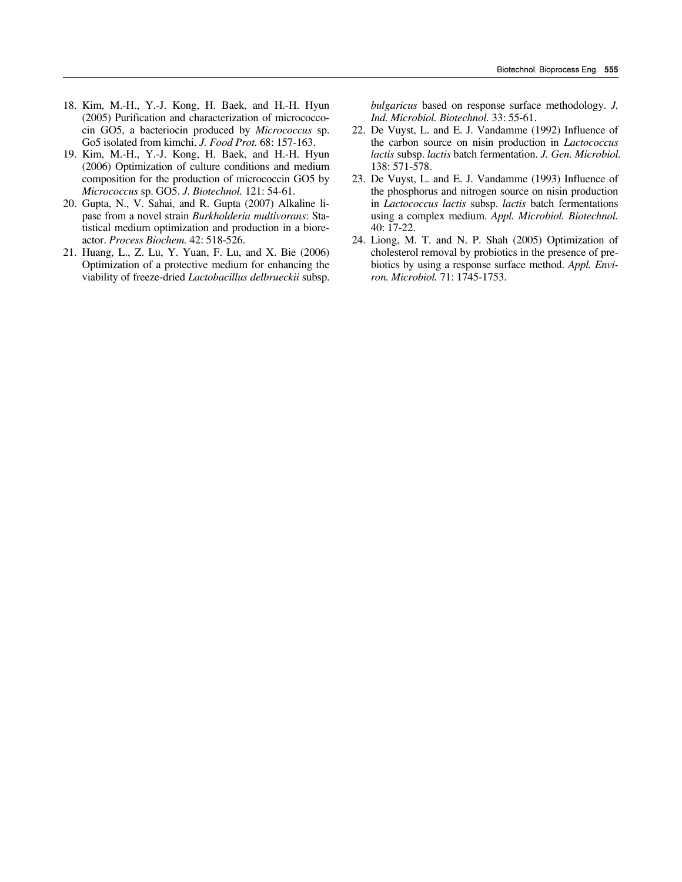18. Kim, M.-H., Y.-J. Kong, H. Baek, and H.-H. Hyun (2005) Purification and characterization of micrococcocin GO5, a bacteriocin produced by *Micrococcus* sp. Go5 isolated from kimchi. *J. Food Prot.* 68: 157-163.
19. Kim, M.-H., Y.-J. Kong, H. Baek, and H.-H. Hyun (2006) Optimization of culture conditions and medium composition for the production of micrococcin GO5 by *Micrococcus* sp. GO5. *J. Biotechnol.* 121: 54-61.
20. Gupta, N., V. Sahai, and R. Gupta (2007) Alkaline lipase from a novel strain *Burkholderia multivorans*: Statistical medium optimization and production in a bioreactor. *Process Biochem.* 42: 518-526.
21. Huang, L., Z. Lu, Y. Yuan, F. Lu, and X. Bie (2006) Optimization of a protective medium for enhancing the viability of freeze-dried *Lactobacillus delbrueckii* subsp. *bulgaricus* based on response surface methodology. *J. Ind. Microbiol. Biotechnol.* 33: 55-61.
22. De Vuyst, L. and E. J. Vandamme (1992) Influence of the carbon source on nisin production in *Lactococcus lactis* subsp. *lactis* batch fermentation. *J. Gen. Microbiol.* 138: 571-578.
23. De Vuyst, L. and E. J. Vandamme (1993) Influence of the phosphorus and nitrogen source on nisin production in *Lactococcus lactis* subsp. *lactis* batch fermentations using a complex medium. *Appl. Microbiol. Biotechnol.* 40: 17-22.
24. Liong, M. T. and N. P. Shah (2005) Optimization of cholesterol removal by probiotics in the presence of prebiotics by using a response surface method. *Appl. Environ. Microbiol.* 71: 1745-1753.